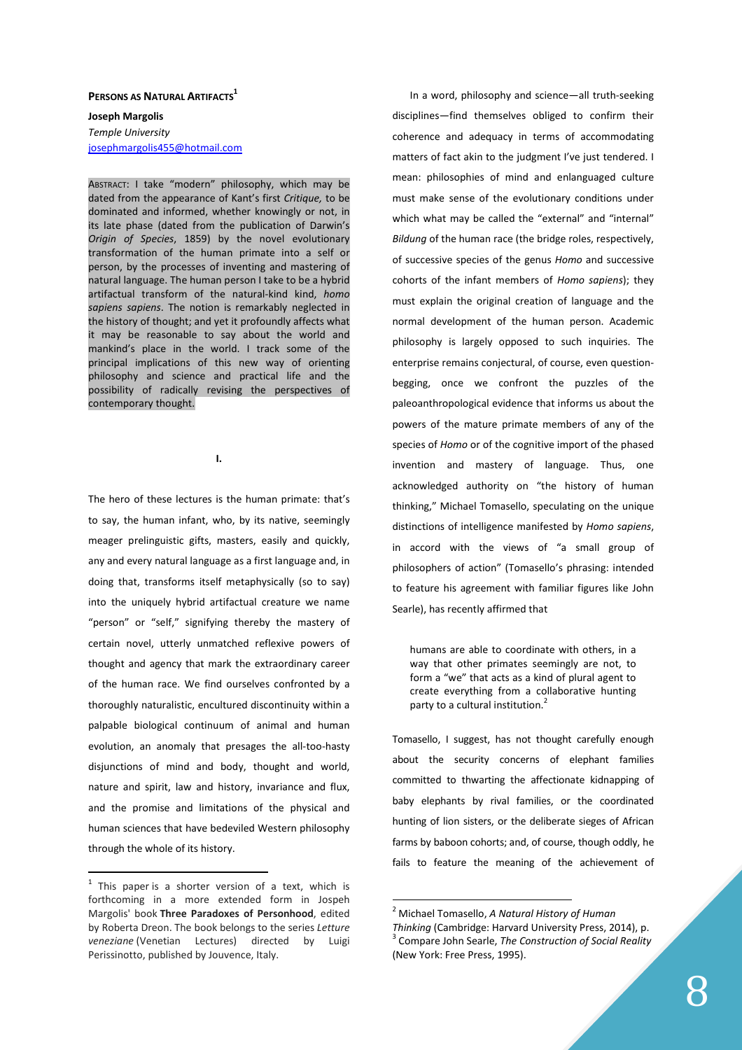# PERSONS AS NATURAL ARTIFACTS[1]

**Joseph Margolis**
*Temple University*
josephmargolis455@hotmail.com

ABSTRACT: I take "modern" philosophy, which may be dated from the appearance of Kant's first *Critique,* to be dominated and informed, whether knowingly or not, in its late phase (dated from the publication of Darwin's *Origin of Species*, 1859) by the novel evolutionary transformation of the human primate into a self or person, by the processes of inventing and mastering of natural language. The human person I take to be a hybrid artifactual transform of the natural-kind kind, *homo sapiens sapiens*. The notion is remarkably neglected in the history of thought; and yet it profoundly affects what it may be reasonable to say about the world and mankind's place in the world. I track some of the principal implications of this new way of orienting philosophy and science and practical life and the possibility of radically revising the perspectives of contemporary thought.

## I.

The hero of these lectures is the human primate: that's to say, the human infant, who, by its native, seemingly meager prelinguistic gifts, masters, easily and quickly, any and every natural language as a first language and, in doing that, transforms itself metaphysically (so to say) into the uniquely hybrid artifactual creature we name "person" or "self," signifying thereby the mastery of certain novel, utterly unmatched reflexive powers of thought and agency that mark the extraordinary career of the human race. We find ourselves confronted by a thoroughly naturalistic, encultured discontinuity within a palpable biological continuum of animal and human evolution, an anomaly that presages the all-too-hasty disjunctions of mind and body, thought and world, nature and spirit, law and history, invariance and flux, and the promise and limitations of the physical and human sciences that have bedeviled Western philosophy through the whole of its history.

In a word, philosophy and science—all truth-seeking disciplines—find themselves obliged to confirm their coherence and adequacy in terms of accommodating matters of fact akin to the judgment I've just tendered. I mean: philosophies of mind and enlanguaged culture must make sense of the evolutionary conditions under which what may be called the "external" and "internal" *Bildung* of the human race (the bridge roles, respectively, of successive species of the genus *Homo* and successive cohorts of the infant members of *Homo sapiens*); they must explain the original creation of language and the normal development of the human person. Academic philosophy is largely opposed to such inquiries. The enterprise remains conjectural, of course, even question-begging, once we confront the puzzles of the paleoanthropological evidence that informs us about the powers of the mature primate members of any of the species of *Homo* or of the cognitive import of the phased invention and mastery of language. Thus, one acknowledged authority on "the history of human thinking," Michael Tomasello, speculating on the unique distinctions of intelligence manifested by *Homo sapiens*, in accord with the views of "a small group of philosophers of action" (Tomasello's phrasing: intended to feature his agreement with familiar figures like John Searle), has recently affirmed that

> humans are able to coordinate with others, in a way that other primates seemingly are not, to form a "we" that acts as a kind of plural agent to create everything from a collaborative hunting party to a cultural institution.[2]

Tomasello, I suggest, has not thought carefully enough about the security concerns of elephant families committed to thwarting the affectionate kidnapping of baby elephants by rival families, or the coordinated hunting of lion sisters, or the deliberate sieges of African farms by baboon cohorts; and, of course, though oddly, he fails to feature the meaning of the achievement of

---

[1] This paper is a shorter version of a text, which is forthcoming in a more extended form in Jospeh Margolis' book **Three Paradoxes of Personhood**, edited by Roberta Dreon. The book belongs to the series *Letture veneziane* (Venetian Lectures) directed by Luigi Perissinotto, published by Jouvence, Italy.

[2] Michael Tomasello, *A Natural History of Human Thinking* (Cambridge: Harvard University Press, 2014), p.

[3] Compare John Searle, *The Construction of Social Reality* (New York: Free Press, 1995).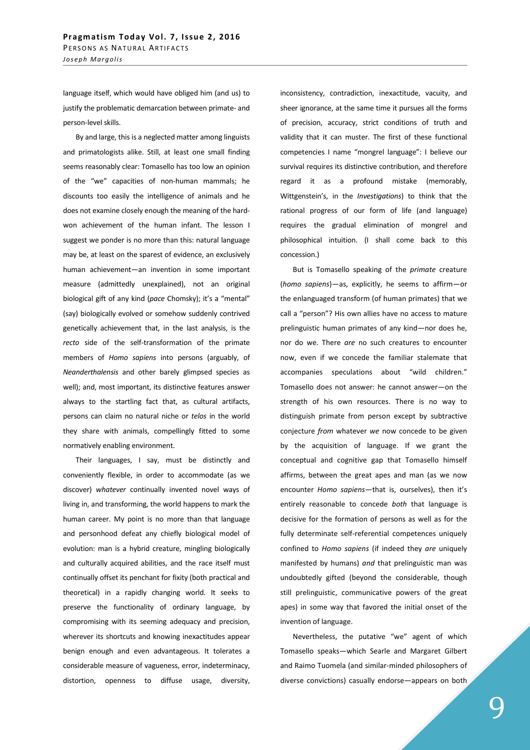language itself, which would have obliged him (and us) to justify the problematic demarcation between primate- and person-level skills.

By and large, this is a neglected matter among linguists and primatologists alike. Still, at least one small finding seems reasonably clear: Tomasello has too low an opinion of the "we" capacities of non-human mammals; he discounts too easily the intelligence of animals and he does not examine closely enough the meaning of the hard-won achievement of the human infant. The lesson I suggest we ponder is no more than this: natural language may be, at least on the sparest of evidence, an exclusively human achievement—an invention in some important measure (admittedly unexplained), not an original biological gift of any kind (*pace* Chomsky); it's a "mental" (say) biologically evolved or somehow suddenly contrived genetically achievement that, in the last analysis, is the *recto* side of the self-transformation of the primate members of *Homo sapiens* into persons (arguably, of *Neanderthalensis* and other barely glimpsed species as well); and, most important, its distinctive features answer always to the startling fact that, as cultural artifacts, persons can claim no natural niche or *telos* in the world they share with animals, compellingly fitted to some normatively enabling environment.

Their languages, I say, must be distinctly and conveniently flexible, in order to accommodate (as we discover) *whatever* continually invented novel ways of living in, and transforming, the world happens to mark the human career. My point is no more than that language and personhood defeat any chiefly biological model of evolution: man is a hybrid creature, mingling biologically and culturally acquired abilities, and the race itself must continually offset its penchant for fixity (both practical and theoretical) in a rapidly changing world. It seeks to preserve the functionality of ordinary language, by compromising with its seeming adequacy and precision, wherever its shortcuts and knowing inexactitudes appear benign enough and even advantageous. It tolerates a considerable measure of vagueness, error, indeterminacy, distortion, openness to diffuse usage, diversity, inconsistency, contradiction, inexactitude, vacuity, and sheer ignorance, at the same time it pursues all the forms of precision, accuracy, strict conditions of truth and validity that it can muster. The first of these functional competencies I name "mongrel language": I believe our survival requires its distinctive contribution, and therefore regard it as a profound mistake (memorably, Wittgenstein's, in the *Investigations*) to think that the rational progress of our form of life (and language) requires the gradual elimination of mongrel and philosophical intuition. (I shall come back to this concession.)

But is Tomasello speaking of the *primate* creature (*homo sapiens*)—as, explicitly, he seems to affirm—or the enlanguaged transform (of human primates) that we call a "person"? His own allies have no access to mature prelinguistic human primates of any kind—nor does he, nor do we. There *are* no such creatures to encounter now, even if we concede the familiar stalemate that accompanies speculations about "wild children." Tomasello does not answer: he cannot answer—on the strength of his own resources. There is no way to distinguish primate from person except by subtractive conjecture *from* whatever *we* now concede to be given by the acquisition of language. If we grant the conceptual and cognitive gap that Tomasello himself affirms, between the great apes and man (as we now encounter *Homo sapiens*—that is, ourselves), then it's entirely reasonable to concede *both* that language is decisive for the formation of persons as well as for the fully determinate self-referential competences uniquely confined to *Homo sapiens* (if indeed they *are* uniquely manifested by humans) *and* that prelinguistic man was undoubtedly gifted (beyond the considerable, though still prelinguistic, communicative powers of the great apes) in some way that favored the initial onset of the invention of language.

Nevertheless, the putative "we" agent of which Tomasello speaks—which Searle and Margaret Gilbert and Raimo Tuomela (and similar-minded philosophers of diverse convictions) casually endorse—appears on both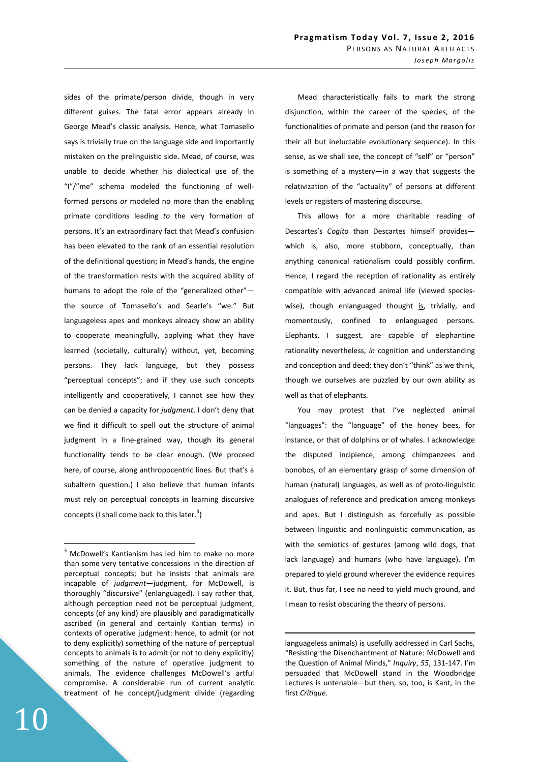sides of the primate/person divide, though in very different guises. The fatal error appears already in George Mead's classic analysis. Hence, what Tomasello says is trivially true on the language side and importantly mistaken on the prelinguistic side. Mead, of course, was unable to decide whether his dialectical use of the "I"/"me" schema modeled the functioning of well-formed persons *or* modeled no more than the enabling primate conditions leading *to* the very formation of persons. It's an extraordinary fact that Mead's confusion has been elevated to the rank of an essential resolution of the definitional question; in Mead's hands, the engine of the transformation rests with the acquired ability of humans to adopt the role of the "generalized other"—the source of Tomasello's and Searle's "we." But languageless apes and monkeys already show an ability to cooperate meaningfully, applying what they have learned (societally, culturally) without, yet, becoming persons. They lack language, but they possess "perceptual concepts"; and if they use such concepts intelligently and cooperatively, I cannot see how they can be denied a capacity for *judgment*. I don't deny that <u>we</u> find it difficult to spell out the structure of animal judgment in a fine-grained way, though its general functionality tends to be clear enough. (We proceed here, of course, along anthropocentric lines. But that's a subaltern question.) I also believe that human infants must rely on perceptual concepts in learning discursive concepts (I shall come back to this later.[3])

Mead characteristically fails to mark the strong disjunction, within the career of the species, of the functionalities of primate and person (and the reason for their all but ineluctable evolutionary sequence). In this sense, as we shall see, the concept of "self" or "person" is something of a mystery—in a way that suggests the relativization of the "actuality" of persons at different levels or registers of mastering discourse.

This allows for a more charitable reading of Descartes's *Cogito* than Descartes himself provides—which is, also, more stubborn, conceptually, than anything canonical rationalism could possibly confirm. Hence, I regard the reception of rationality as entirely compatible with advanced animal life (viewed species-wise), though enlanguaged thought <u>is</u>, trivially, and momentously, confined to enlanguaged persons. Elephants, I suggest, are capable of elephantine rationality nevertheless, *in* cognition and understanding and conception and deed; they don't "think" as we think, though *we* ourselves are puzzled by our own ability as well as that of elephants.

You may protest that I've neglected animal "languages": the "language" of the honey bees, for instance, or that of dolphins or of whales. I acknowledge the disputed incipience, among chimpanzees and bonobos, of an elementary grasp of some dimension of human (natural) languages, as well as of proto-linguistic analogues of reference and predication among monkeys and apes. But I distinguish as forcefully as possible between linguistic and nonlinguistic communication, as with the semiotics of gestures (among wild dogs, that lack language) and humans (who have language). I'm prepared to yield ground wherever the evidence requires it. But, thus far, I see no need to yield much ground, and I mean to resist obscuring the theory of persons.

---

[3] McDowell's Kantianism has led him to make no more than some very tentative concessions in the direction of perceptual concepts; but he insists that animals are incapable of *judgment*—judgment, for McDowell, is thoroughly "discursive" (enlanguaged). I say rather that, although perception need not be perceptual judgment, concepts (of any kind) are plausibly and paradigmatically ascribed (in general and certainly Kantian terms) in contexts of operative judgment: hence, to admit (or not to deny explicitly) something of the nature of perceptual concepts to animals is to admit (or not to deny explicitly) something of the nature of operative judgment to animals. The evidence challenges McDowell's artful compromise. A considerable run of current analytic treatment of he concept/judgment divide (regarding languageless animals) is usefully addressed in Carl Sachs, "Resisting the Disenchantment of Nature: McDowell and the Question of Animal Minds," *Inquiry*, *55*, 131-147. I'm persuaded that McDowell stand in the Woodbridge Lectures is untenable—but then, so, too, is Kant, in the first *Critique*.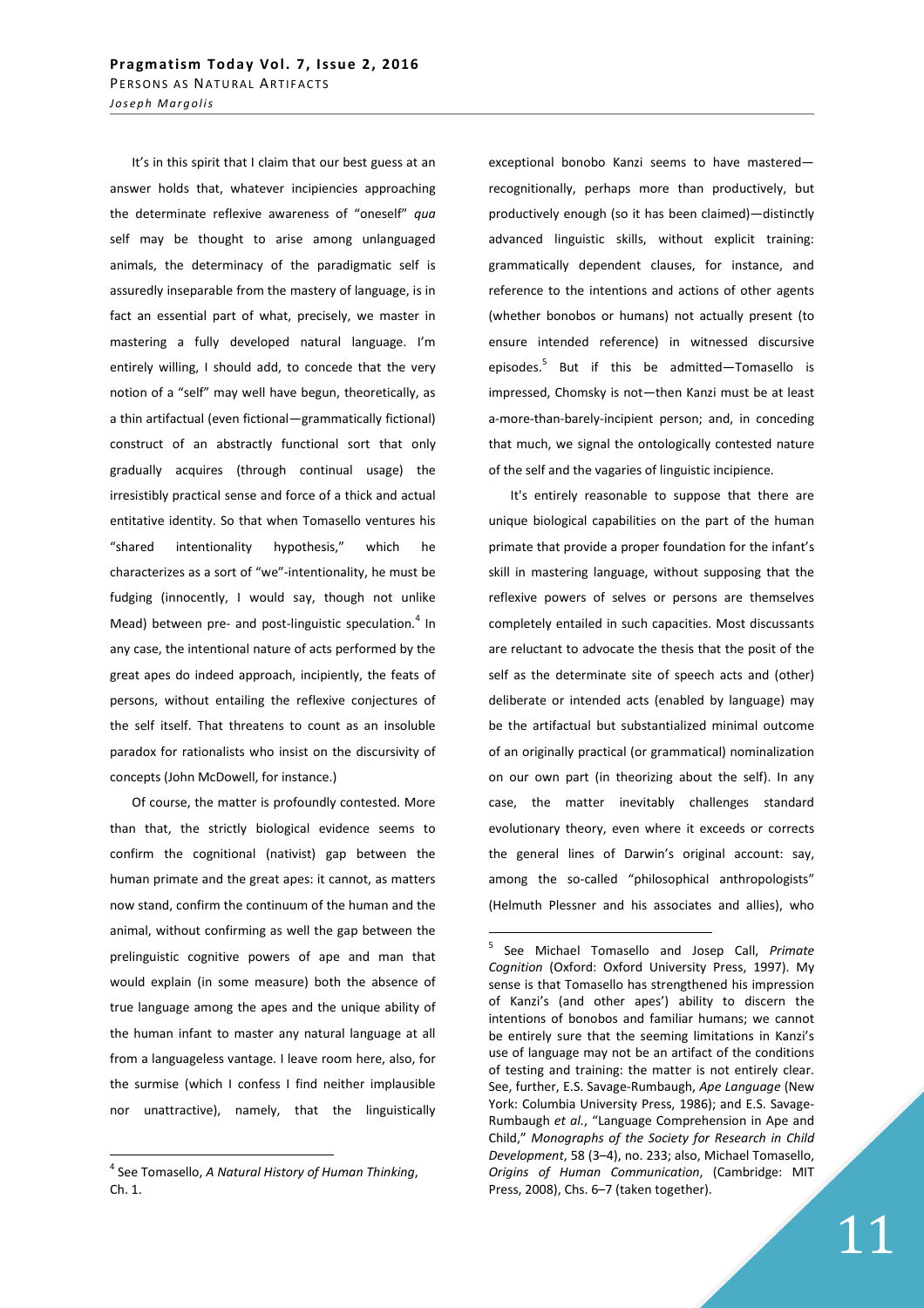It's in this spirit that I claim that our best guess at an answer holds that, whatever incipiencies approaching the determinate reflexive awareness of "oneself" *qua* self may be thought to arise among unlanguaged animals, the determinacy of the paradigmatic self is assuredly inseparable from the mastery of language, is in fact an essential part of what, precisely, we master in mastering a fully developed natural language. I'm entirely willing, I should add, to concede that the very notion of a "self" may well have begun, theoretically, as a thin artifactual (even fictional—grammatically fictional) construct of an abstractly functional sort that only gradually acquires (through continual usage) the irresistibly practical sense and force of a thick and actual entitative identity. So that when Tomasello ventures his "shared intentionality hypothesis," which he characterizes as a sort of "we"-intentionality, he must be fudging (innocently, I would say, though not unlike Mead) between pre- and post-linguistic speculation.[4] In any case, the intentional nature of acts performed by the great apes do indeed approach, incipiently, the feats of persons, without entailing the reflexive conjectures of the self itself. That threatens to count as an insoluble paradox for rationalists who insist on the discursivity of concepts (John McDowell, for instance.)

Of course, the matter is profoundly contested. More than that, the strictly biological evidence seems to confirm the cognitional (nativist) gap between the human primate and the great apes: it cannot, as matters now stand, confirm the continuum of the human and the animal, without confirming as well the gap between the prelinguistic cognitive powers of ape and man that would explain (in some measure) both the absence of true language among the apes and the unique ability of the human infant to master any natural language at all from a languageless vantage. I leave room here, also, for the surmise (which I confess I find neither implausible nor unattractive), namely, that the linguistically exceptional bonobo Kanzi seems to have mastered—recognitionally, perhaps more than productively, but productively enough (so it has been claimed)—distinctly advanced linguistic skills, without explicit training: grammatically dependent clauses, for instance, and reference to the intentions and actions of other agents (whether bonobos or humans) not actually present (to ensure intended reference) in witnessed discursive episodes.[5] But if this be admitted—Tomasello is impressed, Chomsky is not—then Kanzi must be at least a-more-than-barely-incipient person; and, in conceding that much, we signal the ontologically contested nature of the self and the vagaries of linguistic incipience.

It's entirely reasonable to suppose that there are unique biological capabilities on the part of the human primate that provide a proper foundation for the infant's skill in mastering language, without supposing that the reflexive powers of selves or persons are themselves completely entailed in such capacities. Most discussants are reluctant to advocate the thesis that the posit of the self as the determinate site of speech acts and (other) deliberate or intended acts (enabled by language) may be the artifactual but substantialized minimal outcome of an originally practical (or grammatical) nominalization on our own part (in theorizing about the self). In any case, the matter inevitably challenges standard evolutionary theory, even where it exceeds or corrects the general lines of Darwin's original account: say, among the so-called "philosophical anthropologists" (Helmuth Plessner and his associates and allies), who

---

[4] See Tomasello, *A Natural History of Human Thinking*, Ch. 1.

[5] See Michael Tomasello and Josep Call, *Primate Cognition* (Oxford: Oxford University Press, 1997). My sense is that Tomasello has strengthened his impression of Kanzi's (and other apes') ability to discern the intentions of bonobos and familiar humans; we cannot be entirely sure that the seeming limitations in Kanzi's use of language may not be an artifact of the conditions of testing and training: the matter is not entirely clear. See, further, E.S. Savage-Rumbaugh, *Ape Language* (New York: Columbia University Press, 1986); and E.S. Savage-Rumbaugh *et al.*, "Language Comprehension in Ape and Child," *Monographs of the Society for Research in Child Development*, 58 (3–4), no. 233; also, Michael Tomasello, *Origins of Human Communication*, (Cambridge: MIT Press, 2008), Chs. 6–7 (taken together).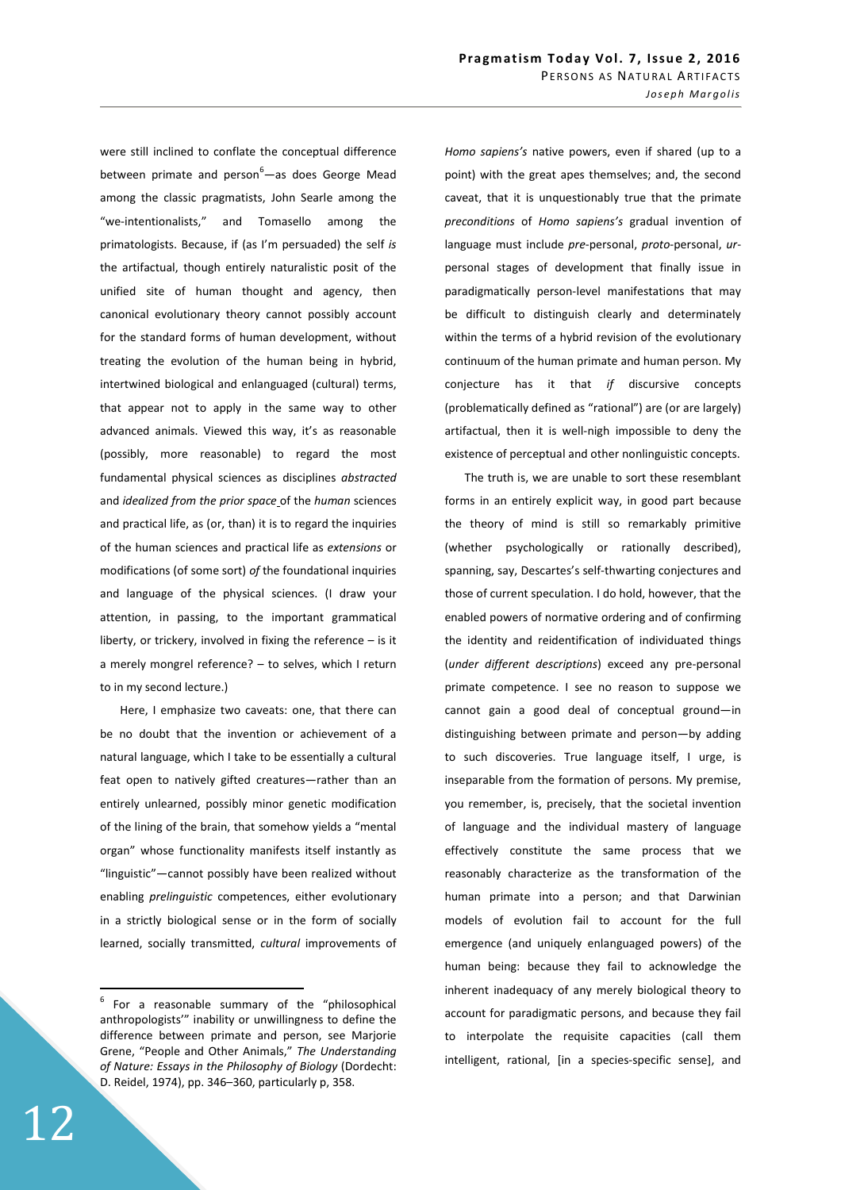were still inclined to conflate the conceptual difference between primate and person[6]—as does George Mead among the classic pragmatists, John Searle among the "we-intentionalists," and Tomasello among the primatologists. Because, if (as I'm persuaded) the self *is* the artifactual, though entirely naturalistic posit of the unified site of human thought and agency, then canonical evolutionary theory cannot possibly account for the standard forms of human development, without treating the evolution of the human being in hybrid, intertwined biological and enlanguaged (cultural) terms, that appear not to apply in the same way to other advanced animals. Viewed this way, it's as reasonable (possibly, more reasonable) to regard the most fundamental physical sciences as disciplines *abstracted* and *idealized from the prior space* of the *human* sciences and practical life, as (or, than) it is to regard the inquiries of the human sciences and practical life as *extensions* or modifications (of some sort) *of* the foundational inquiries and language of the physical sciences. (I draw your attention, in passing, to the important grammatical liberty, or trickery, involved in fixing the reference – is it a merely mongrel reference? – to selves, which I return to in my second lecture.)

Here, I emphasize two caveats: one, that there can be no doubt that the invention or achievement of a natural language, which I take to be essentially a cultural feat open to natively gifted creatures—rather than an entirely unlearned, possibly minor genetic modification of the lining of the brain, that somehow yields a "mental organ" whose functionality manifests itself instantly as "linguistic"—cannot possibly have been realized without enabling *prelinguistic* competences, either evolutionary in a strictly biological sense or in the form of socially learned, socially transmitted, *cultural* improvements of *Homo sapiens's* native powers, even if shared (up to a point) with the great apes themselves; and, the second caveat, that it is unquestionably true that the primate *preconditions* of *Homo sapiens's* gradual invention of language must include *pre*-personal, *proto*-personal, *ur*-personal stages of development that finally issue in paradigmatically person-level manifestations that may be difficult to distinguish clearly and determinately within the terms of a hybrid revision of the evolutionary continuum of the human primate and human person. My conjecture has it that *if* discursive concepts (problematically defined as "rational") are (or are largely) artifactual, then it is well-nigh impossible to deny the existence of perceptual and other nonlinguistic concepts.

The truth is, we are unable to sort these resemblant forms in an entirely explicit way, in good part because the theory of mind is still so remarkably primitive (whether psychologically or rationally described), spanning, say, Descartes's self-thwarting conjectures and those of current speculation. I do hold, however, that the enabled powers of normative ordering and of confirming the identity and reidentification of individuated things (*under different descriptions*) exceed any pre-personal primate competence. I see no reason to suppose we cannot gain a good deal of conceptual ground—in distinguishing between primate and person—by adding to such discoveries. True language itself, I urge, is inseparable from the formation of persons. My premise, you remember, is, precisely, that the societal invention of language and the individual mastery of language effectively constitute the same process that we reasonably characterize as the transformation of the human primate into a person; and that Darwinian models of evolution fail to account for the full emergence (and uniquely enlanguaged powers) of the human being: because they fail to acknowledge the inherent inadequacy of any merely biological theory to account for paradigmatic persons, and because they fail to interpolate the requisite capacities (call them intelligent, rational, [in a species-specific sense], and

---

[6] For a reasonable summary of the "philosophical anthropologists'" inability or unwillingness to define the difference between primate and person, see Marjorie Grene, "People and Other Animals," *The Understanding of Nature: Essays in the Philosophy of Biology* (Dordecht: D. Reidel, 1974), pp. 346–360, particularly p, 358.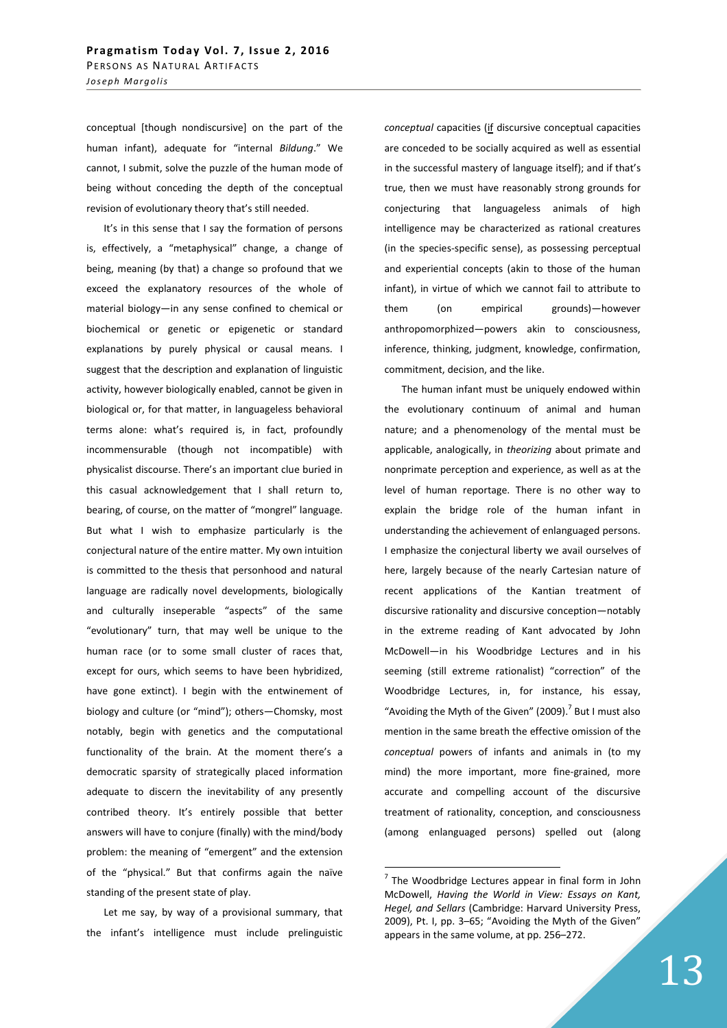conceptual [though nondiscursive] on the part of the human infant), adequate for "internal *Bildung*." We cannot, I submit, solve the puzzle of the human mode of being without conceding the depth of the conceptual revision of evolutionary theory that's still needed.

It's in this sense that I say the formation of persons is, effectively, a "metaphysical" change, a change of being, meaning (by that) a change so profound that we exceed the explanatory resources of the whole of material biology—in any sense confined to chemical or biochemical or genetic or epigenetic or standard explanations by purely physical or causal means. I suggest that the description and explanation of linguistic activity, however biologically enabled, cannot be given in biological or, for that matter, in languageless behavioral terms alone: what's required is, in fact, profoundly incommensurable (though not incompatible) with physicalist discourse. There's an important clue buried in this casual acknowledgement that I shall return to, bearing, of course, on the matter of "mongrel" language. But what I wish to emphasize particularly is the conjectural nature of the entire matter. My own intuition is committed to the thesis that personhood and natural language are radically novel developments, biologically and culturally inseparable "aspects" of the same "evolutionary" turn, that may well be unique to the human race (or to some small cluster of races that, except for ours, which seems to have been hybridized, have gone extinct). I begin with the entwinement of biology and culture (or "mind"); others—Chomsky, most notably, begin with genetics and the computational functionality of the brain. At the moment there's a democratic sparsity of strategically placed information adequate to discern the inevitability of any presently contribed theory. It's entirely possible that better answers will have to conjure (finally) with the mind/body problem: the meaning of "emergent" and the extension of the "physical." But that confirms again the naïve standing of the present state of play.

Let me say, by way of a provisional summary, that the infant's intelligence must include prelinguistic *conceptual* capacities (<u>if</u> discursive conceptual capacities are conceded to be socially acquired as well as essential in the successful mastery of language itself); and if that's true, then we must have reasonably strong grounds for conjecturing that languageless animals of high intelligence may be characterized as rational creatures (in the species-specific sense), as possessing perceptual and experiential concepts (akin to those of the human infant), in virtue of which we cannot fail to attribute to them (on empirical grounds)—however anthropomorphized—powers akin to consciousness, inference, thinking, judgment, knowledge, confirmation, commitment, decision, and the like.

The human infant must be uniquely endowed within the evolutionary continuum of animal and human nature; and a phenomenology of the mental must be applicable, analogically, in *theorizing* about primate and nonprimate perception and experience, as well as at the level of human reportage. There is no other way to explain the bridge role of the human infant in understanding the achievement of enlanguaged persons. I emphasize the conjectural liberty we avail ourselves of here, largely because of the nearly Cartesian nature of recent applications of the Kantian treatment of discursive rationality and discursive conception—notably in the extreme reading of Kant advocated by John McDowell—in his Woodbridge Lectures and in his seeming (still extreme rationalist) "correction" of the Woodbridge Lectures, in, for instance, his essay, "Avoiding the Myth of the Given" (2009).[7] But I must also mention in the same breath the effective omission of the *conceptual* powers of infants and animals in (to my mind) the more important, more fine-grained, more accurate and compelling account of the discursive treatment of rationality, conception, and consciousness (among enlanguaged persons) spelled out (along

---

[7] The Woodbridge Lectures appear in final form in John McDowell, *Having the World in View: Essays on Kant, Hegel, and Sellars* (Cambridge: Harvard University Press, 2009), Pt. I, pp. 3–65; "Avoiding the Myth of the Given" appears in the same volume, at pp. 256–272.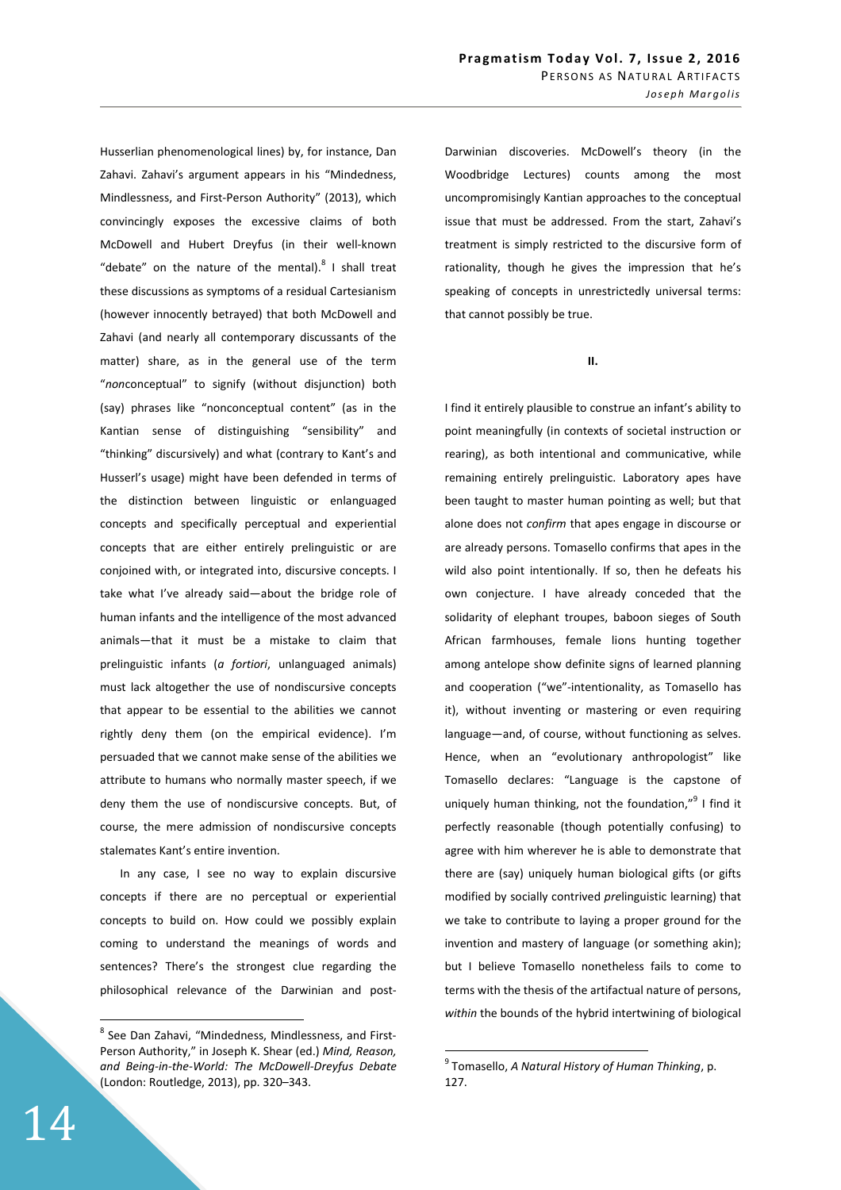Husserlian phenomenological lines) by, for instance, Dan Zahavi. Zahavi's argument appears in his "Mindedness, Mindlessness, and First-Person Authority" (2013), which convincingly exposes the excessive claims of both McDowell and Hubert Dreyfus (in their well-known "debate" on the nature of the mental).[8] I shall treat these discussions as symptoms of a residual Cartesianism (however innocently betrayed) that both McDowell and Zahavi (and nearly all contemporary discussants of the matter) share, as in the general use of the term "*non*conceptual" to signify (without disjunction) both (say) phrases like "nonconceptual content" (as in the Kantian sense of distinguishing "sensibility" and "thinking" discursively) and what (contrary to Kant's and Husserl's usage) might have been defended in terms of the distinction between linguistic or enlanguaged concepts and specifically perceptual and experiential concepts that are either entirely prelinguistic or are conjoined with, or integrated into, discursive concepts. I take what I've already said—about the bridge role of human infants and the intelligence of the most advanced animals—that it must be a mistake to claim that prelinguistic infants (*a fortiori*, unlanguaged animals) must lack altogether the use of nondiscursive concepts that appear to be essential to the abilities we cannot rightly deny them (on the empirical evidence). I'm persuaded that we cannot make sense of the abilities we attribute to humans who normally master speech, if we deny them the use of nondiscursive concepts. But, of course, the mere admission of nondiscursive concepts stalemates Kant's entire invention.

In any case, I see no way to explain discursive concepts if there are no perceptual or experiential concepts to build on. How could we possibly explain coming to understand the meanings of words and sentences? There's the strongest clue regarding the philosophical relevance of the Darwinian and post-Darwinian discoveries. McDowell's theory (in the Woodbridge Lectures) counts among the most uncompromisingly Kantian approaches to the conceptual issue that must be addressed. From the start, Zahavi's treatment is simply restricted to the discursive form of rationality, though he gives the impression that he's speaking of concepts in unrestrictedly universal terms: that cannot possibly be true.

## II.

I find it entirely plausible to construe an infant's ability to point meaningfully (in contexts of societal instruction or rearing), as both intentional and communicative, while remaining entirely prelinguistic. Laboratory apes have been taught to master human pointing as well; but that alone does not *confirm* that apes engage in discourse or are already persons. Tomasello confirms that apes in the wild also point intentionally. If so, then he defeats his own conjecture. I have already conceded that the solidarity of elephant troupes, baboon sieges of South African farmhouses, female lions hunting together among antelope show definite signs of learned planning and cooperation ("we"-intentionality, as Tomasello has it), without inventing or mastering or even requiring language—and, of course, without functioning as selves. Hence, when an "evolutionary anthropologist" like Tomasello declares: "Language is the capstone of uniquely human thinking, not the foundation,"[9] I find it perfectly reasonable (though potentially confusing) to agree with him wherever he is able to demonstrate that there are (say) uniquely human biological gifts (or gifts modified by socially contrived *pre*linguistic learning) that we take to contribute to laying a proper ground for the invention and mastery of language (or something akin); but I believe Tomasello nonetheless fails to come to terms with the thesis of the artifactual nature of persons, *within* the bounds of the hybrid intertwining of biological

---

[8] See Dan Zahavi, "Mindedness, Mindlessness, and First-Person Authority," in Joseph K. Shear (ed.) *Mind, Reason, and Being-in-the-World: The McDowell-Dreyfus Debate* (London: Routledge, 2013), pp. 320–343.

[9] Tomasello, *A Natural History of Human Thinking*, p. 127.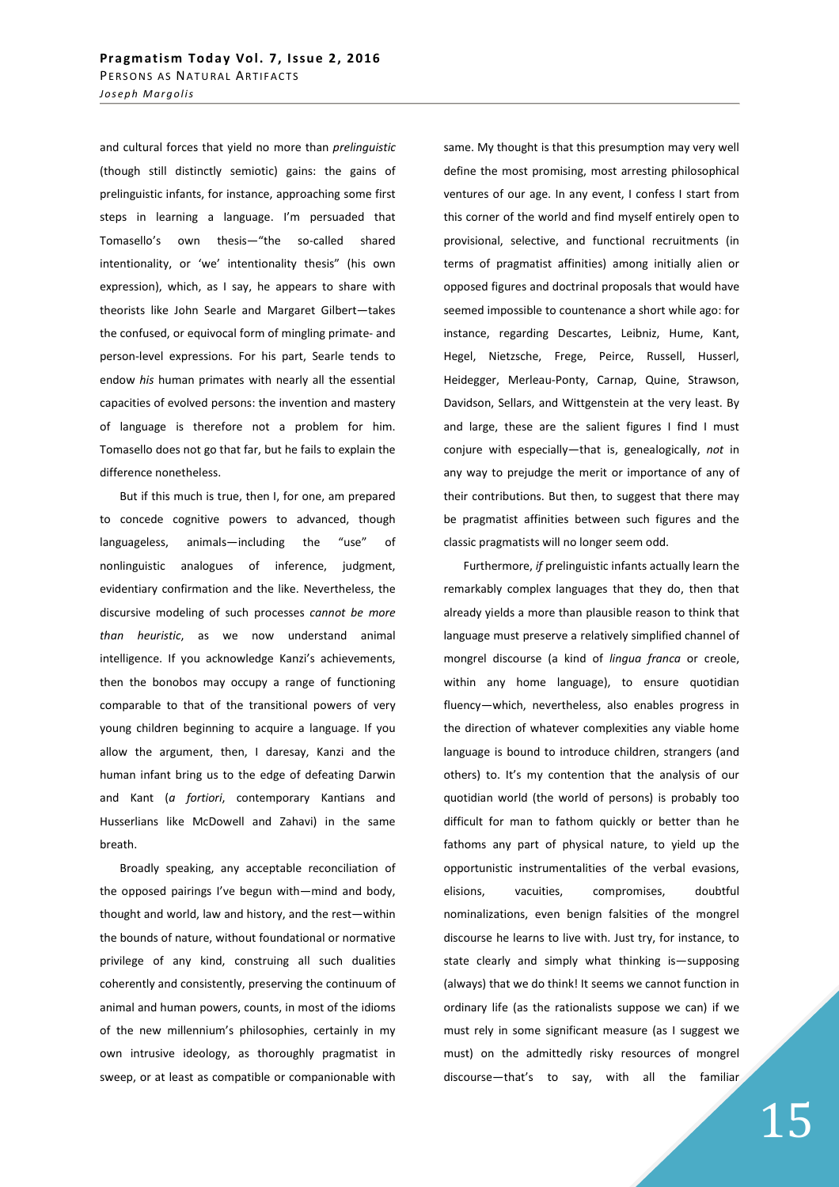and cultural forces that yield no more than *prelinguistic* (though still distinctly semiotic) gains: the gains of prelinguistic infants, for instance, approaching some first steps in learning a language. I'm persuaded that Tomasello's own thesis—"the so-called shared intentionality, or 'we' intentionality thesis" (his own expression), which, as I say, he appears to share with theorists like John Searle and Margaret Gilbert—takes the confused, or equivocal form of mingling primate- and person-level expressions. For his part, Searle tends to endow *his* human primates with nearly all the essential capacities of evolved persons: the invention and mastery of language is therefore not a problem for him. Tomasello does not go that far, but he fails to explain the difference nonetheless.

But if this much is true, then I, for one, am prepared to concede cognitive powers to advanced, though languageless, animals—including the "use" of nonlinguistic analogues of inference, judgment, evidentiary confirmation and the like. Nevertheless, the discursive modeling of such processes *cannot be more than heuristic*, as we now understand animal intelligence. If you acknowledge Kanzi's achievements, then the bonobos may occupy a range of functioning comparable to that of the transitional powers of very young children beginning to acquire a language. If you allow the argument, then, I daresay, Kanzi and the human infant bring us to the edge of defeating Darwin and Kant (*a fortiori*, contemporary Kantians and Husserlians like McDowell and Zahavi) in the same breath.

Broadly speaking, any acceptable reconciliation of the opposed pairings I've begun with—mind and body, thought and world, law and history, and the rest—within the bounds of nature, without foundational or normative privilege of any kind, construing all such dualities coherently and consistently, preserving the continuum of animal and human powers, counts, in most of the idioms of the new millennium's philosophies, certainly in my own intrusive ideology, as thoroughly pragmatist in sweep, or at least as compatible or companionable with same. My thought is that this presumption may very well define the most promising, most arresting philosophical ventures of our age. In any event, I confess I start from this corner of the world and find myself entirely open to provisional, selective, and functional recruitments (in terms of pragmatist affinities) among initially alien or opposed figures and doctrinal proposals that would have seemed impossible to countenance a short while ago: for instance, regarding Descartes, Leibniz, Hume, Kant, Hegel, Nietzsche, Frege, Peirce, Russell, Husserl, Heidegger, Merleau-Ponty, Carnap, Quine, Strawson, Davidson, Sellars, and Wittgenstein at the very least. By and large, these are the salient figures I find I must conjure with especially—that is, genealogically, *not* in any way to prejudge the merit or importance of any of their contributions. But then, to suggest that there may be pragmatist affinities between such figures and the classic pragmatists will no longer seem odd.

Furthermore, *if* prelinguistic infants actually learn the remarkably complex languages that they do, then that already yields a more than plausible reason to think that language must preserve a relatively simplified channel of mongrel discourse (a kind of *lingua franca* or creole, within any home language), to ensure quotidian fluency—which, nevertheless, also enables progress in the direction of whatever complexities any viable home language is bound to introduce children, strangers (and others) to. It's my contention that the analysis of our quotidian world (the world of persons) is probably too difficult for man to fathom quickly or better than he fathoms any part of physical nature, to yield up the opportunistic instrumentalities of the verbal evasions, elisions, vacuities, compromises, doubtful nominalizations, even benign falsities of the mongrel discourse he learns to live with. Just try, for instance, to state clearly and simply what thinking is—supposing (always) that we do think! It seems we cannot function in ordinary life (as the rationalists suppose we can) if we must rely in some significant measure (as I suggest we must) on the admittedly risky resources of mongrel discourse—that's to say, with all the familiar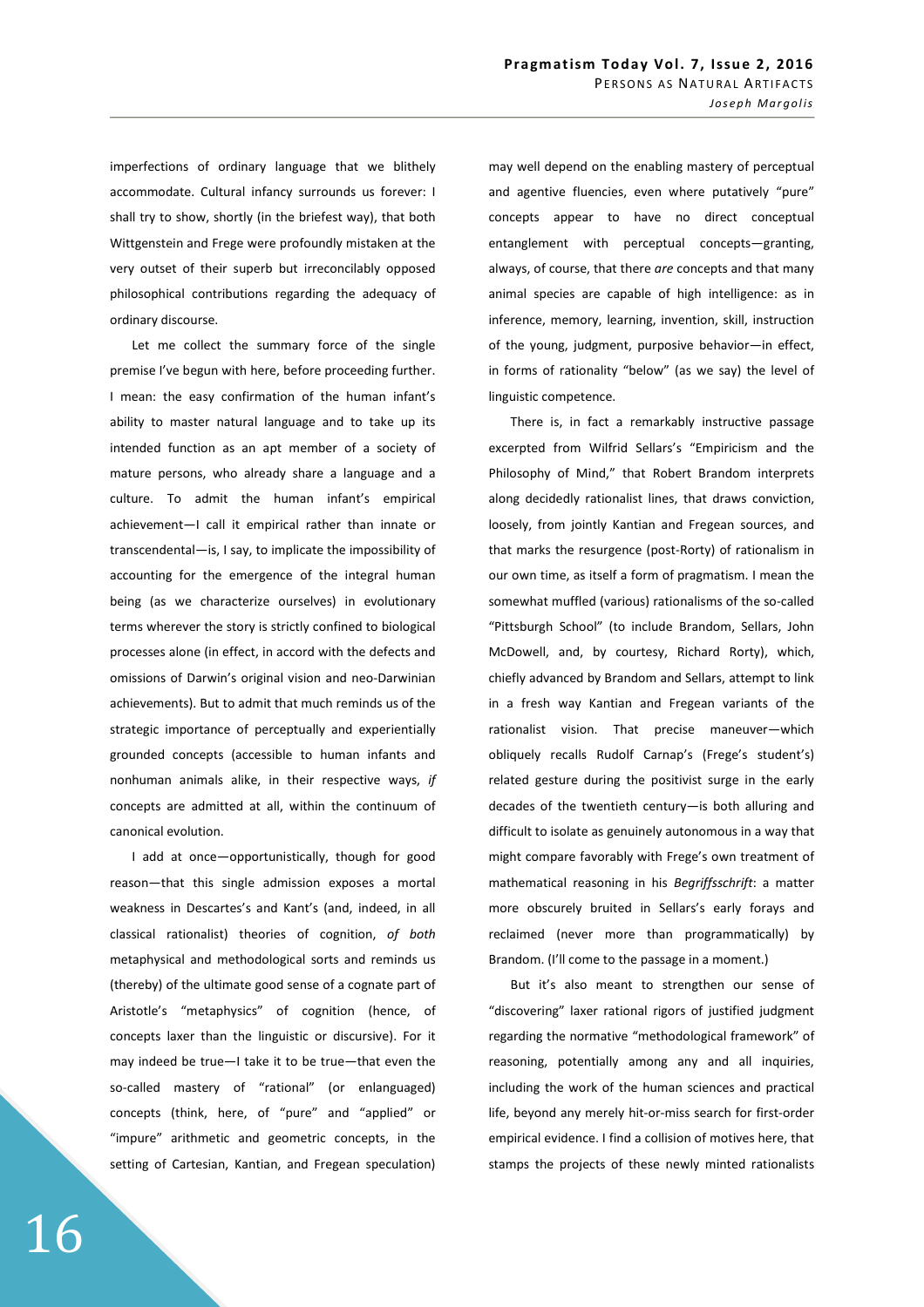imperfections of ordinary language that we blithely accommodate. Cultural infancy surrounds us forever: I shall try to show, shortly (in the briefest way), that both Wittgenstein and Frege were profoundly mistaken at the very outset of their superb but irreconcilably opposed philosophical contributions regarding the adequacy of ordinary discourse.

Let me collect the summary force of the single premise I've begun with here, before proceeding further. I mean: the easy confirmation of the human infant's ability to master natural language and to take up its intended function as an apt member of a society of mature persons, who already share a language and a culture. To admit the human infant's empirical achievement—I call it empirical rather than innate or transcendental—is, I say, to implicate the impossibility of accounting for the emergence of the integral human being (as we characterize ourselves) in evolutionary terms wherever the story is strictly confined to biological processes alone (in effect, in accord with the defects and omissions of Darwin's original vision and neo-Darwinian achievements). But to admit that much reminds us of the strategic importance of perceptually and experientially grounded concepts (accessible to human infants and nonhuman animals alike, in their respective ways, *if* concepts are admitted at all, within the continuum of canonical evolution.

I add at once—opportunistically, though for good reason—that this single admission exposes a mortal weakness in Descartes's and Kant's (and, indeed, in all classical rationalist) theories of cognition, *of both* metaphysical and methodological sorts and reminds us (thereby) of the ultimate good sense of a cognate part of Aristotle's "metaphysics" of cognition (hence, of concepts laxer than the linguistic or discursive). For it may indeed be true—I take it to be true—that even the so-called mastery of "rational" (or enlanguaged) concepts (think, here, of "pure" and "applied" or "impure" arithmetic and geometric concepts, in the setting of Cartesian, Kantian, and Fregean speculation) may well depend on the enabling mastery of perceptual and agentive fluencies, even where putatively "pure" concepts appear to have no direct conceptual entanglement with perceptual concepts—granting, always, of course, that there *are* concepts and that many animal species are capable of high intelligence: as in inference, memory, learning, invention, skill, instruction of the young, judgment, purposive behavior—in effect, in forms of rationality "below" (as we say) the level of linguistic competence.

There is, in fact a remarkably instructive passage excerpted from Wilfrid Sellars's "Empiricism and the Philosophy of Mind," that Robert Brandom interprets along decidedly rationalist lines, that draws conviction, loosely, from jointly Kantian and Fregean sources, and that marks the resurgence (post-Rorty) of rationalism in our own time, as itself a form of pragmatism. I mean the somewhat muffled (various) rationalisms of the so-called "Pittsburgh School" (to include Brandom, Sellars, John McDowell, and, by courtesy, Richard Rorty), which, chiefly advanced by Brandom and Sellars, attempt to link in a fresh way Kantian and Fregean variants of the rationalist vision. That precise maneuver—which obliquely recalls Rudolf Carnap's (Frege's student's) related gesture during the positivist surge in the early decades of the twentieth century—is both alluring and difficult to isolate as genuinely autonomous in a way that might compare favorably with Frege's own treatment of mathematical reasoning in his *Begriffsschrift*: a matter more obscurely bruited in Sellars's early forays and reclaimed (never more than programmatically) by Brandom. (I'll come to the passage in a moment.)

But it's also meant to strengthen our sense of "discovering" laxer rational rigors of justified judgment regarding the normative "methodological framework" of reasoning, potentially among any and all inquiries, including the work of the human sciences and practical life, beyond any merely hit-or-miss search for first-order empirical evidence. I find a collision of motives here, that stamps the projects of these newly minted rationalists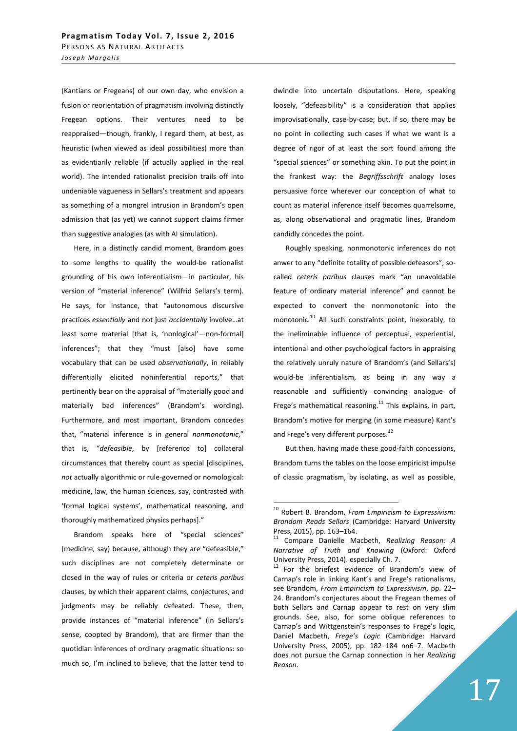(Kantians or Fregeans) of our own day, who envision a fusion or reorientation of pragmatism involving distinctly Fregean options. Their ventures need to be reappraised—though, frankly, I regard them, at best, as heuristic (when viewed as ideal possibilities) more than as evidentiarily reliable (if actually applied in the real world). The intended rationalist precision trails off into undeniable vagueness in Sellars's treatment and appears as something of a mongrel intrusion in Brandom's open admission that (as yet) we cannot support claims firmer than suggestive analogies (as with AI simulation).

Here, in a distinctly candid moment, Brandom goes to some lengths to qualify the would-be rationalist grounding of his own inferentialism—in particular, his version of "material inference" (Wilfrid Sellars's term). He says, for instance, that "autonomous discursive practices *essentially* and not just *accidentally* involve…at least some material [that is, 'nonlogical'—non-formal] inferences"; that they "must [also] have some vocabulary that can be used *observationally*, in reliably differentially elicited noninferential reports," that pertinently bear on the appraisal of "materially good and materially bad inferences" (Brandom's wording). Furthermore, and most important, Brandom concedes that, "material inference is in general *nonmonotonic*," that is, "*defeasible*, by [reference to] collateral circumstances that thereby count as special [disciplines, *not* actually algorithmic or rule-governed or nomological: medicine, law, the human sciences, say, contrasted with 'formal logical systems', mathematical reasoning, and thoroughly mathematized physics perhaps]."

Brandom speaks here of "special sciences" (medicine, say) because, although they are "defeasible," such disciplines are not completely determinate or closed in the way of rules or criteria or *ceteris paribus* clauses, by which their apparent claims, conjectures, and judgments may be reliably defeated. These, then, provide instances of "material inference" (in Sellars's sense, coopted by Brandom), that are firmer than the quotidian inferences of ordinary pragmatic situations: so much so, I'm inclined to believe, that the latter tend to dwindle into uncertain disputations. Here, speaking loosely, "defeasibility" is a consideration that applies improvisationally, case-by-case; but, if so, there may be no point in collecting such cases if what we want is a degree of rigor of at least the sort found among the "special sciences" or something akin. To put the point in the frankest way: the *Begriffsschrift* analogy loses persuasive force wherever our conception of what to count as material inference itself becomes quarrelsome, as, along observational and pragmatic lines, Brandom candidly concedes the point.

Roughly speaking, nonmonotonic inferences do not anwer to any "definite totality of possible defeasors"; so-called *ceteris paribus* clauses mark "an unavoidable feature of ordinary material inference" and cannot be expected to convert the nonmonotonic into the monotonic.[10] All such constraints point, inexorably, to the ineliminable influence of perceptual, experiential, intentional and other psychological factors in appraising the relatively unruly nature of Brandom's (and Sellars's) would-be inferentialism, as being in any way a reasonable and sufficiently convincing analogue of Frege's mathematical reasoning.[11] This explains, in part, Brandom's motive for merging (in some measure) Kant's and Frege's very different purposes.[12]

But then, having made these good-faith concessions, Brandom turns the tables on the loose empiricist impulse of classic pragmatism, by isolating, as well as possible,

---

[10] Robert B. Brandom, *From Empiricism to Expressivism: Brandom Reads Sellars* (Cambridge: Harvard University Press, 2015), pp. 163–164.

[11] Compare Danielle Macbeth, *Realizing Reason: A Narrative of Truth and Knowing* (Oxford: Oxford University Press, 2014). especially Ch. 7.

[12] For the briefest evidence of Brandom's view of Carnap's role in linking Kant's and Frege's rationalisms, see Brandom, *From Empiricism to Expressivism*, pp. 22–24. Brandom's conjectures about the Fregean themes of both Sellars and Carnap appear to rest on very slim grounds. See, also, for some oblique references to Carnap's and Wittgenstein's responses to Frege's logic, Daniel Macbeth, *Frege's Logic* (Cambridge: Harvard University Press, 2005), pp. 182–184 nn6–7. Macbeth does not pursue the Carnap connection in her *Realizing Reason*.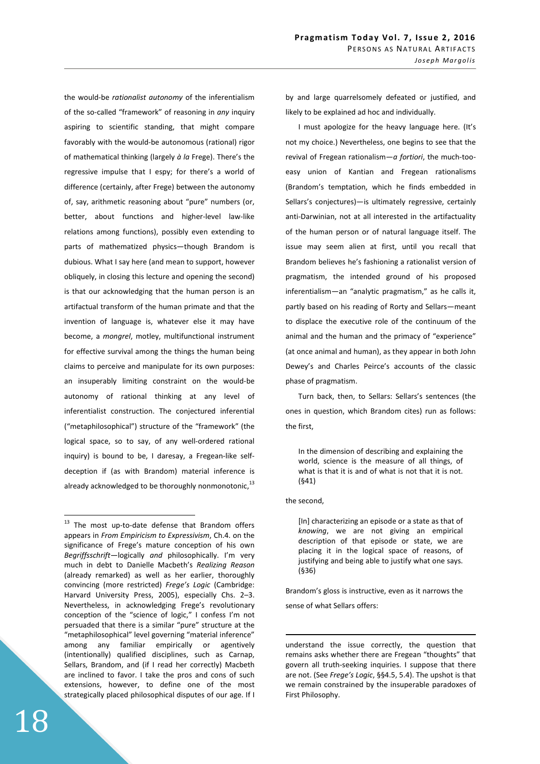the would-be *rationalist autonomy* of the inferentialism of the so-called "framework" of reasoning in *any* inquiry aspiring to scientific standing, that might compare favorably with the would-be autonomous (rational) rigor of mathematical thinking (largely *à la* Frege). There's the regressive impulse that I espy; for there's a world of difference (certainly, after Frege) between the autonomy of, say, arithmetic reasoning about "pure" numbers (or, better, about functions and higher-level law-like relations among functions), possibly even extending to parts of mathematized physics—though Brandom is dubious. What I say here (and mean to support, however obliquely, in closing this lecture and opening the second) is that our acknowledging that the human person is an artifactual transform of the human primate and that the invention of language is, whatever else it may have become, a *mongrel*, motley, multifunctional instrument for effective survival among the things the human being claims to perceive and manipulate for its own purposes: an insuperably limiting constraint on the would-be autonomy of rational thinking at any level of inferentialist construction. The conjectured inferential ("metaphilosophical") structure of the "framework" (the logical space, so to say, of any well-ordered rational inquiry) is bound to be, I daresay, a Fregean-like self-deception if (as with Brandom) material inference is already acknowledged to be thoroughly nonmonotonic,[13] by and large quarrelsomely defeated or justified, and likely to be explained ad hoc and individually.

I must apologize for the heavy language here. (It's not my choice.) Nevertheless, one begins to see that the revival of Fregean rationalism—*a fortiori*, the much-too-easy union of Kantian and Fregean rationalisms (Brandom's temptation, which he finds embedded in Sellars's conjectures)—is ultimately regressive, certainly anti-Darwinian, not at all interested in the artifactuality of the human person or of natural language itself. The issue may seem alien at first, until you recall that Brandom believes he's fashioning a rationalist version of pragmatism, the intended ground of his proposed inferentialism—an "analytic pragmatism," as he calls it, partly based on his reading of Rorty and Sellars—meant to displace the executive role of the continuum of the animal and the human and the primacy of "experience" (at once animal and human), as they appear in both John Dewey's and Charles Peirce's accounts of the classic phase of pragmatism.

Turn back, then, to Sellars: Sellars's sentences (the ones in question, which Brandom cites) run as follows: the first,

> In the dimension of describing and explaining the world, science is the measure of all things, of what is that it is and of what is not that it is not. (§41)

the second,

> [In] characterizing an episode or a state as that of *knowing*, we are not giving an empirical description of that episode or state, we are placing it in the logical space of reasons, of justifying and being able to justify what one says. (§36)

Brandom's gloss is instructive, even as it narrows the sense of what Sellars offers:

---

[13] The most up-to-date defense that Brandom offers appears in *From Empiricism to Expressivism*, Ch.4. on the significance of Frege's mature conception of his own *Begriffsschrift*—logically *and* philosophically. I'm very much in debt to Danielle Macbeth's *Realizing Reason* (already remarked) as well as her earlier, thoroughly convincing (more restricted) *Frege's Logic* (Cambridge: Harvard University Press, 2005), especially Chs. 2–3. Nevertheless, in acknowledging Frege's revolutionary conception of the "science of logic," I confess I'm not persuaded that there is a similar "pure" structure at the "metaphilosophical" level governing "material inference" among any familiar empirically or agentively (intentionally) qualified disciplines, such as Carnap, Sellars, Brandom, and (if I read her correctly) Macbeth are inclined to favor. I take the pros and cons of such extensions, however, to define one of the most strategically placed philosophical disputes of our age. If I understand the issue correctly, the question that remains asks whether there are Fregean "thoughts" that govern all truth-seeking inquiries. I suppose that there are not. (See *Frege's Logic*, §§4.5, 5.4). The upshot is that we remain constrained by the insuperable paradoxes of First Philosophy.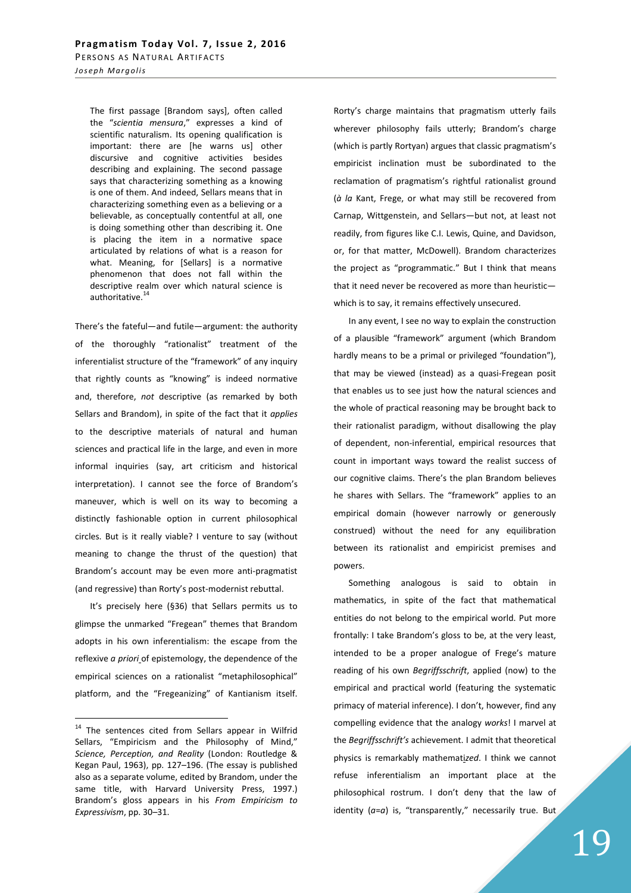> The first passage [Brandom says], often called the "*scientia mensura*," expresses a kind of scientific naturalism. Its opening qualification is important: there are [he warns us] other discursive and cognitive activities besides describing and explaining. The second passage says that characterizing something as a knowing is one of them. And indeed, Sellars means that in characterizing something even as a believing or a believable, as conceptually contentful at all, one is doing something other than describing it. One is placing the item in a normative space articulated by relations of what is a reason for what. Meaning, for [Sellars] is a normative phenomenon that does not fall within the descriptive realm over which natural science is authoritative.[14]

There's the fateful—and futile—argument: the authority of the thoroughly "rationalist" treatment of the inferentialist structure of the "framework" of any inquiry that rightly counts as "knowing" is indeed normative and, therefore, *not* descriptive (as remarked by both Sellars and Brandom), in spite of the fact that it *applies* to the descriptive materials of natural and human sciences and practical life in the large, and even in more informal inquiries (say, art criticism and historical interpretation). I cannot see the force of Brandom's maneuver, which is well on its way to becoming a distinctly fashionable option in current philosophical circles. But is it really viable? I venture to say (without meaning to change the thrust of the question) that Brandom's account may be even more anti-pragmatist (and regressive) than Rorty's post-modernist rebuttal.

It's precisely here (§36) that Sellars permits us to glimpse the unmarked "Fregean" themes that Brandom adopts in his own inferentialism: the escape from the reflexive *a priori* of epistemology, the dependence of the empirical sciences on a rationalist "metaphilosophical" platform, and the "Frege­anizing" of Kantianism itself. Rorty's charge maintains that pragmatism utterly fails wherever philosophy fails utterly; Brandom's charge (which is partly Rortyan) argues that classic pragmatism's empiricist inclination must be subordinated to the reclamation of pragmatism's rightful rationalist ground (*à la* Kant, Frege, or what may still be recovered from Carnap, Wittgenstein, and Sellars—but not, at least not readily, from figures like C.I. Lewis, Quine, and Davidson, or, for that matter, McDowell). Brandom characterizes the project as "programmatic." But I think that means that it need never be recovered as more than heuristic—which is to say, it remains effectively unsecured.

In any event, I see no way to explain the construction of a plausible "framework" argument (which Brandom hardly means to be a primal or privileged "foundation"), that may be viewed (instead) as a quasi-Fregean posit that enables us to see just how the natural sciences and the whole of practical reasoning may be brought back to their rationalist paradigm, without disallowing the play of dependent, non-inferential, empirical resources that count in important ways toward the realist success of our cognitive claims. There's the plan Brandom believes he shares with Sellars. The "framework" applies to an empirical domain (however narrowly or generously construed) without the need for any equilibration between its rationalist and empiricist premises and powers.

Something analogous is said to obtain in mathematics, in spite of the fact that mathematical entities do not belong to the empirical world. Put more frontally: I take Brandom's gloss to be, at the very least, intended to be a proper analogue of Frege's mature reading of his own *Begriffsschrift*, applied (now) to the empirical and practical world (featuring the systematic primacy of material inference). I don't, however, find any compelling evidence that the analogy *works*! I marvel at the *Begriffsschrift's* achievement. I admit that theoretical physics is remarkably mathemat*ized*. I think we cannot refuse inferentialism an important place at the philosophical rostrum. I don't deny that the law of identity ($a=a$) is, "transparently," necessarily true. But

---

[14] The sentences cited from Sellars appear in Wilfrid Sellars, "Empiricism and the Philosophy of Mind," *Science, Perception, and Reality* (London: Routledge & Kegan Paul, 1963), pp. 127–196. (The essay is published also as a separate volume, edited by Brandom, under the same title, with Harvard University Press, 1997.) Brandom's gloss appears in his *From Empiricism to Expressivism*, pp. 30–31.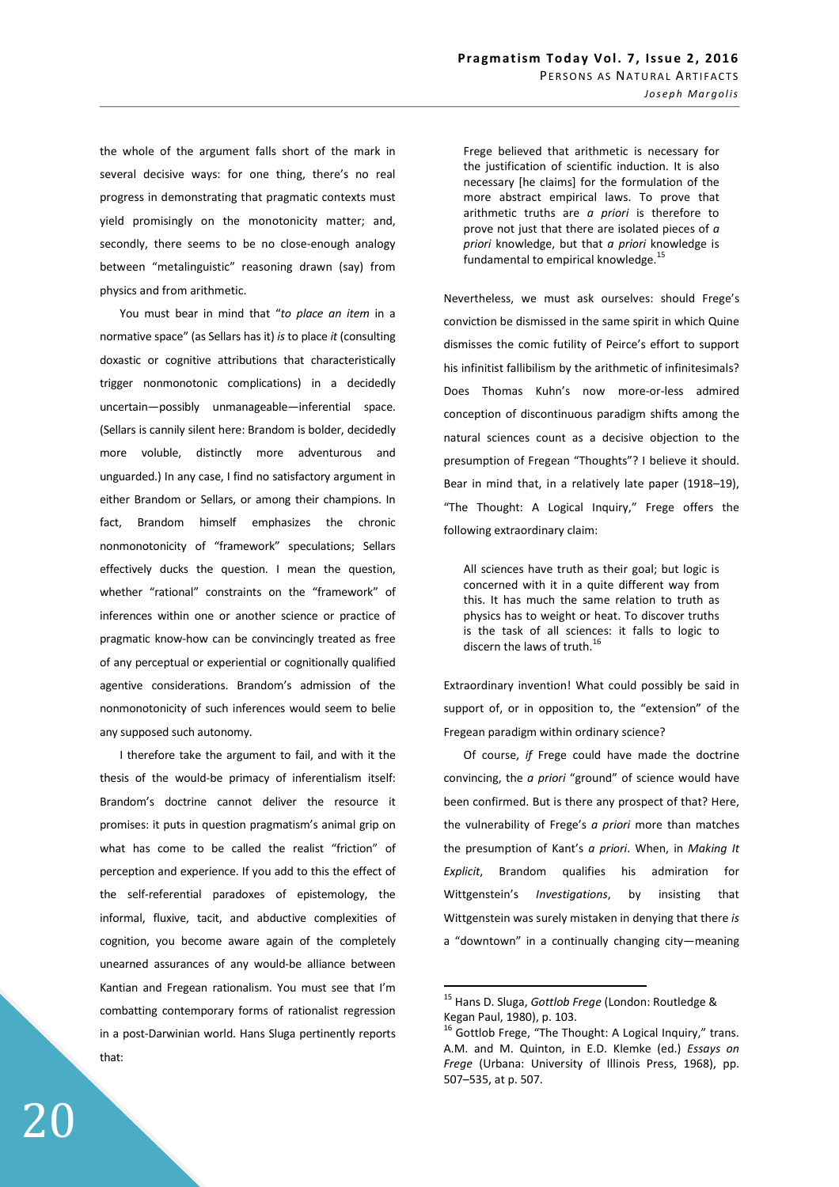the whole of the argument falls short of the mark in several decisive ways: for one thing, there's no real progress in demonstrating that pragmatic contexts must yield promisingly on the monotonicity matter; and, secondly, there seems to be no close-enough analogy between "metalinguistic" reasoning drawn (say) from physics and from arithmetic.

You must bear in mind that "*to place an item* in a normative space" (as Sellars has it) *is* to place *it* (consulting doxastic or cognitive attributions that characteristically trigger nonmonotonic complications) in a decidedly uncertain—possibly unmanageable—inferential space. (Sellars is cannily silent here: Brandom is bolder, decidedly more voluble, distinctly more adventurous and unguarded.) In any case, I find no satisfactory argument in either Brandom or Sellars, or among their champions. In fact, Brandom himself emphasizes the chronic nonmonotonicity of "framework" speculations; Sellars effectively ducks the question. I mean the question, whether "rational" constraints on the "framework" of inferences within one or another science or practice of pragmatic know-how can be convincingly treated as free of any perceptual or experiential or cognitionally qualified agentive considerations. Brandom's admission of the nonmonotonicity of such inferences would seem to belie any supposed such autonomy.

I therefore take the argument to fail, and with it the thesis of the would-be primacy of inferentialism itself: Brandom's doctrine cannot deliver the resource it promises: it puts in question pragmatism's animal grip on what has come to be called the realist "friction" of perception and experience. If you add to this the effect of the self-referential paradoxes of epistemology, the informal, fluxive, tacit, and abductive complexities of cognition, you become aware again of the completely unearned assurances of any would-be alliance between Kantian and Fregean rationalism. You must see that I'm combatting contemporary forms of rationalist regression in a post-Darwinian world. Hans Sluga pertinently reports that:

> Frege believed that arithmetic is necessary for the justification of scientific induction. It is also necessary [he claims] for the formulation of the more abstract empirical laws. To prove that arithmetic truths are *a priori* is therefore to prove not just that there are isolated pieces of *a priori* knowledge, but that *a priori* knowledge is fundamental to empirical knowledge.[15]

Nevertheless, we must ask ourselves: should Frege's conviction be dismissed in the same spirit in which Quine dismisses the comic futility of Peirce's effort to support his infinitist fallibilism by the arithmetic of infinitesimals? Does Thomas Kuhn's now more-or-less admired conception of discontinuous paradigm shifts among the natural sciences count as a decisive objection to the presumption of Fregean "Thoughts"? I believe it should. Bear in mind that, in a relatively late paper (1918–19), "The Thought: A Logical Inquiry," Frege offers the following extraordinary claim:

> All sciences have truth as their goal; but logic is concerned with it in a quite different way from this. It has much the same relation to truth as physics has to weight or heat. To discover truths is the task of all sciences: it falls to logic to discern the laws of truth.[16]

Extraordinary invention! What could possibly be said in support of, or in opposition to, the "extension" of the Fregean paradigm within ordinary science?

Of course, *if* Frege could have made the doctrine convincing, the *a priori* "ground" of science would have been confirmed. But is there any prospect of that? Here, the vulnerability of Frege's *a priori* more than matches the presumption of Kant's *a priori*. When, in *Making It Explicit*, Brandom qualifies his admiration for Wittgenstein's *Investigations*, by insisting that Wittgenstein was surely mistaken in denying that there *is* a "downtown" in a continually changing city—meaning

---

[15] Hans D. Sluga, *Gottlob Frege* (London: Routledge & Kegan Paul, 1980), p. 103.

[16] Gottlob Frege, "The Thought: A Logical Inquiry," trans. A.M. and M. Quinton, in E.D. Klemke (ed.) *Essays on Frege* (Urbana: University of Illinois Press, 1968), pp. 507–535, at p. 507.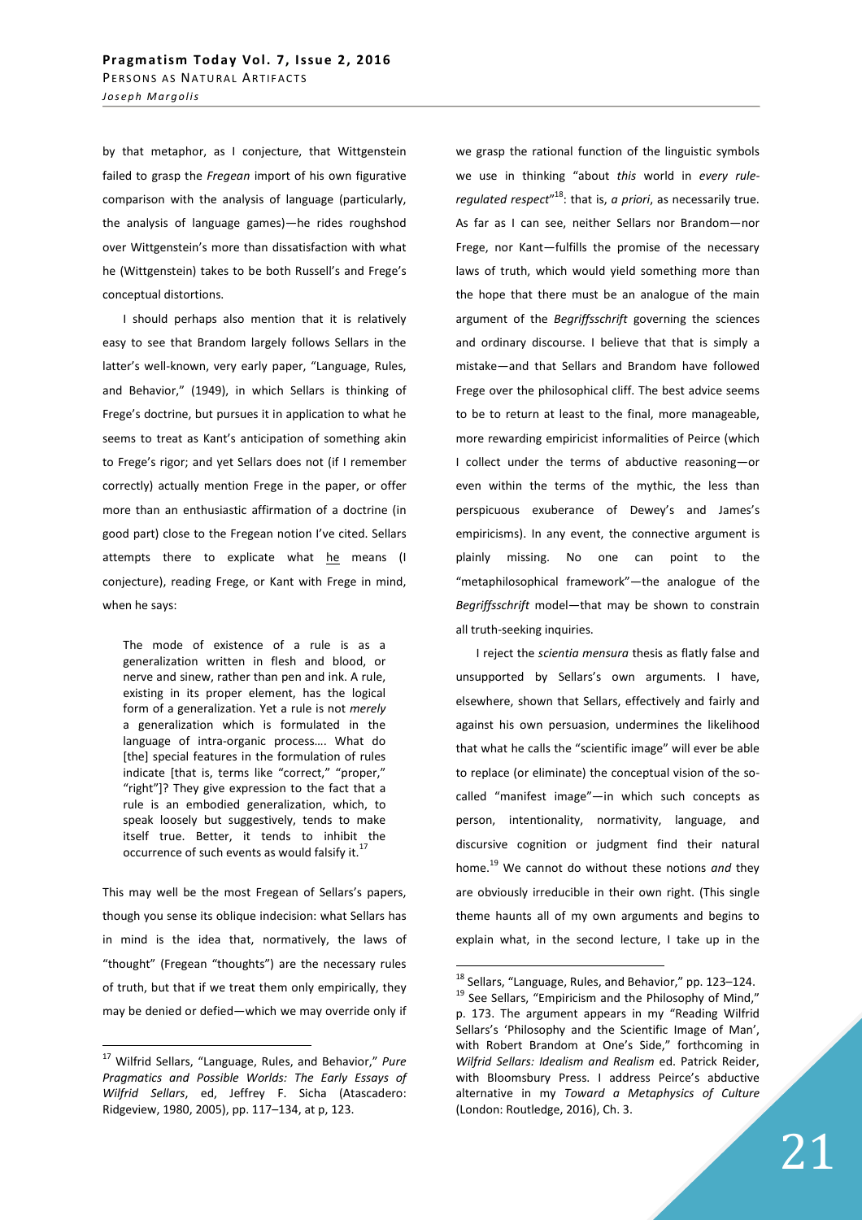by that metaphor, as I conjecture, that Wittgenstein failed to grasp the *Fregean* import of his own figurative comparison with the analysis of language (particularly, the analysis of language games)—he rides roughshod over Wittgenstein's more than dissatisfaction with what he (Wittgenstein) takes to be both Russell's and Frege's conceptual distortions.

I should perhaps also mention that it is relatively easy to see that Brandom largely follows Sellars in the latter's well-known, very early paper, "Language, Rules, and Behavior," (1949), in which Sellars is thinking of Frege's doctrine, but pursues it in application to what he seems to treat as Kant's anticipation of something akin to Frege's rigor; and yet Sellars does not (if I remember correctly) actually mention Frege in the paper, or offer more than an enthusiastic affirmation of a doctrine (in good part) close to the Fregean notion I've cited. Sellars attempts there to explicate what he means (I conjecture), reading Frege, or Kant with Frege in mind, when he says:

> The mode of existence of a rule is as a generalization written in flesh and blood, or nerve and sinew, rather than pen and ink. A rule, existing in its proper element, has the logical form of a generalization. Yet a rule is not *merely* a generalization which is formulated in the language of intra-organic process…. What do [the] special features in the formulation of rules indicate [that is, terms like "correct," "proper," "right"]? They give expression to the fact that a rule is an embodied generalization which, to speak loosely but suggestively, tends to make itself true. Better, it tends to inhibit the occurrence of such events as would falsify it.[17]

This may well be the most Fregean of Sellars's papers, though you sense its oblique indecision: what Sellars has in mind is the idea that, normatively, the laws of "thought" (Fregean "thoughts") are the necessary rules of truth, but that if we treat them only empirically, they may be denied or defied—which we may override only if we grasp the rational function of the linguistic symbols we use in thinking "about *this* world in *every rule-regulated respect*"[18]: that is, *a priori*, as necessarily true. As far as I can see, neither Sellars nor Brandom—nor Frege, nor Kant—fulfills the promise of the necessary laws of truth, which would yield something more than the hope that there must be an analogue of the main argument of the *Begriffsschrift* governing the sciences and ordinary discourse. I believe that that is simply a mistake—and that Sellars and Brandom have followed Frege over the philosophical cliff. The best advice seems to be to return at least to the final, more manageable, more rewarding empiricist informalities of Peirce (which I collect under the terms of abductive reasoning—or even within the terms of the mythic, the less than perspicuous exuberance of Dewey's and James's empiricisms). In any event, the connective argument is plainly missing. No one can point to the "metaphilosophical framework"—the analogue of the *Begriffsschrift* model—that may be shown to constrain all truth-seeking inquiries.

I reject the *scientia mensura* thesis as flatly false and unsupported by Sellars's own arguments. I have, elsewhere, shown that Sellars, effectively and fairly and against his own persuasion, undermines the likelihood that what he calls the "scientific image" will ever be able to replace (or eliminate) the conceptual vision of the so-called "manifest image"—in which such concepts as person, intentionality, normativity, language, and discursive cognition or judgment find their natural home.[19] We cannot do without these notions *and* they are obviously irreducible in their own right. (This single theme haunts all of my own arguments and begins to explain what, in the second lecture, I take up in the

---

[17] Wilfrid Sellars, "Language, Rules, and Behavior," *Pure Pragmatics and Possible Worlds: The Early Essays of Wilfrid Sellars*, ed, Jeffrey F. Sicha (Atascadero: Ridgeview, 1980, 2005), pp. 117–134, at p, 123.

[18] Sellars, "Language, Rules, and Behavior," pp. 123–124.

[19] See Sellars, "Empiricism and the Philosophy of Mind," p. 173. The argument appears in my "Reading Wilfrid Sellars's 'Philosophy and the Scientific Image of Man', with Robert Brandom at One's Side," forthcoming in *Wilfrid Sellars: Idealism and Realism* ed. Patrick Reider, with Bloomsbury Press. I address Peirce's abductive alternative in my *Toward a Metaphysics of Culture* (London: Routledge, 2016), Ch. 3.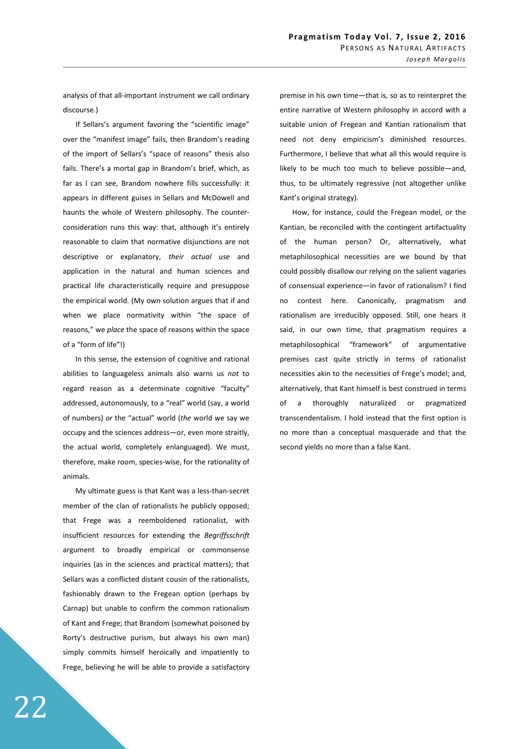analysis of that all-important instrument we call ordinary discourse.)

If Sellars's argument favoring the "scientific image" over the "manifest image" fails, then Brandom's reading of the import of Sellars's "space of reasons" thesis also fails. There's a mortal gap in Brandom's brief, which, as far as I can see, Brandom nowhere fills successfully: it appears in different guises in Sellars and McDowell and haunts the whole of Western philosophy. The counter-consideration runs this way: that, although it's entirely reasonable to claim that normative disjunctions are not descriptive or explanatory, *their actual use* and application in the natural and human sciences and practical life characteristically require and presuppose the empirical world. (My own solution argues that if and when we place normativity within "the space of reasons," we *place* the space of reasons within the space of a "form of life"!)

In this sense, the extension of cognitive and rational abilities to languageless animals also warns us *not* to regard reason as a determinate cognitive "faculty" addressed, autonomously, to a "real" world (say, a world of numbers) *or* the "actual" world (*the* world we say we occupy and the sciences address—or, even more straitly, the actual world, completely enlanguaged). We must, therefore, make room, species-wise, for the rationality of animals.

My ultimate guess is that Kant was a less-than-secret member of the clan of rationalists he publicly opposed; that Frege was a reemboldened rationalist, with insufficient resources for extending the *Begriffsschrift* argument to broadly empirical or commonsense inquiries (as in the sciences and practical matters); that Sellars was a conflicted distant cousin of the rationalists, fashionably drawn to the Fregean option (perhaps by Carnap) but unable to confirm the common rationalism of Kant and Frege; that Brandom (somewhat poisoned by Rorty's destructive purism, but always his own man) simply commits himself heroically and impatiently to Frege, believing he will be able to provide a satisfactory premise in his own time—that is, so as to reinterpret the entire narrative of Western philosophy in accord with a suitable union of Fregean and Kantian rationalism that need not deny empiricism's diminished resources. Furthermore, I believe that what all this would require is likely to be much too much to believe possible—and, thus, to be ultimately regressive (not altogether unlike Kant's original strategy).

How, for instance, could the Fregean model, or the Kantian, be reconciled with the contingent artifactuality of the human person? Or, alternatively, what metaphilosophical necessities are we bound by that could possibly disallow our relying on the salient vagaries of consensual experience—in favor of rationalism? I find no contest here. Canonically, pragmatism and rationalism are irreducibly opposed. Still, one hears it said, in our own time, that pragmatism requires a metaphilosophical "framework" of argumentative premises cast quite strictly in terms of rationalist necessities akin to the necessities of Frege's model; and, alternatively, that Kant himself is best construed in terms of a thoroughly naturalized or pragmatized transcendentalism. I hold instead that the first option is no more than a conceptual masquerade and that the second yields no more than a false Kant.